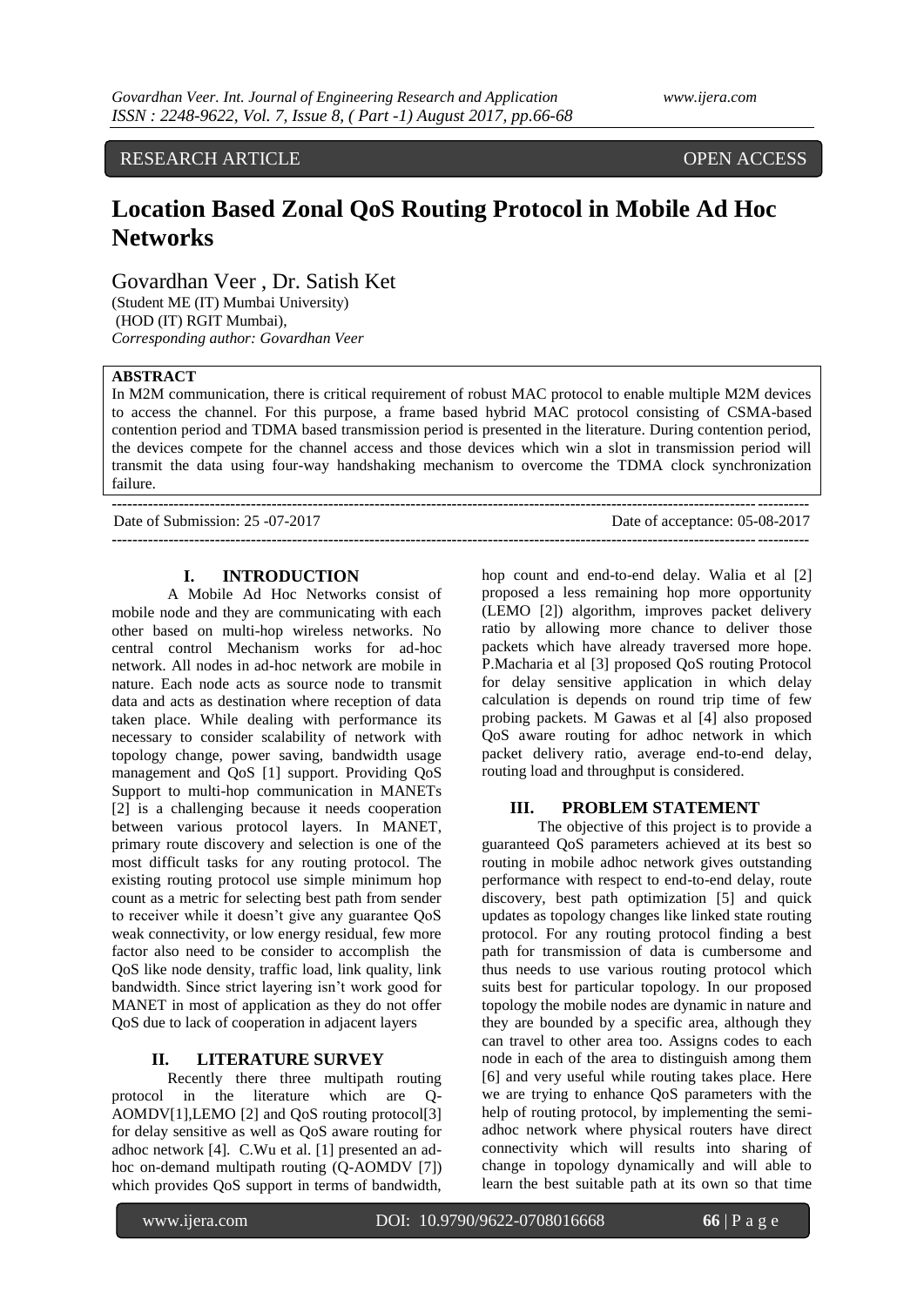RESEARCH ARTICLE OPEN ACCESS

# Location Based Zonal QoS Routing Protocol in Mobile Ad Hoc Networks

Govardhan Veer , Dr. Satish Ket

(Student ME (IT) Mumbai University)
(HOD (IT) RGIT Mumbai),
*Corresponding author: Govardhan Veer*

**ABSTRACT**

In M2M communication, there is critical requirement of robust MAC protocol to enable multiple M2M devices to access the channel. For this purpose, a frame based hybrid MAC protocol consisting of CSMA-based contention period and TDMA based transmission period is presented in the literature. During contention period, the devices compete for the channel access and those devices which win a slot in transmission period will transmit the data using four-way handshaking mechanism to overcome the TDMA clock synchronization failure.

Date of Submission: 25 -07-2017 Date of acceptance: 05-08-2017

## I. INTRODUCTION

A Mobile Ad Hoc Networks consist of mobile node and they are communicating with each other based on multi-hop wireless networks. No central control Mechanism works for ad-hoc network. All nodes in ad-hoc network are mobile in nature. Each node acts as source node to transmit data and acts as destination where reception of data taken place. While dealing with performance its necessary to consider scalability of network with topology change, power saving, bandwidth usage management and QoS [1] support. Providing QoS Support to multi-hop communication in MANETs [2] is a challenging because it needs cooperation between various protocol layers. In MANET, primary route discovery and selection is one of the most difficult tasks for any routing protocol. The existing routing protocol use simple minimum hop count as a metric for selecting best path from sender to receiver while it doesn't give any guarantee QoS weak connectivity, or low energy residual, few more factor also need to be consider to accomplish the QoS like node density, traffic load, link quality, link bandwidth. Since strict layering isn't work good for MANET in most of application as they do not offer QoS due to lack of cooperation in adjacent layers

## II. LITERATURE SURVEY

Recently there three multipath routing protocol in the literature which are Q-AOMDV[1],LEMO [2] and QoS routing protocol[3] for delay sensitive as well as QoS aware routing for adhoc network [4]. C.Wu et al. [1] presented an ad-hoc on-demand multipath routing (Q-AOMDV [7]) which provides QoS support in terms of bandwidth, hop count and end-to-end delay. Walia et al [2] proposed a less remaining hop more opportunity (LEMO [2]) algorithm, improves packet delivery ratio by allowing more chance to deliver those packets which have already traversed more hope. P.Macharia et al [3] proposed QoS routing Protocol for delay sensitive application in which delay calculation is depends on round trip time of few probing packets. M Gawas et al [4] also proposed QoS aware routing for adhoc network in which packet delivery ratio, average end-to-end delay, routing load and throughput is considered.

## III. PROBLEM STATEMENT

The objective of this project is to provide a guaranteed QoS parameters achieved at its best so routing in mobile adhoc network gives outstanding performance with respect to end-to-end delay, route discovery, best path optimization [5] and quick updates as topology changes like linked state routing protocol. For any routing protocol finding a best path for transmission of data is cumbersome and thus needs to use various routing protocol which suits best for particular topology. In our proposed topology the mobile nodes are dynamic in nature and they are bounded by a specific area, although they can travel to other area too. Assigns codes to each node in each of the area to distinguish among them [6] and very useful while routing takes place. Here we are trying to enhance QoS parameters with the help of routing protocol, by implementing the semi-adhoc network where physical routers have direct connectivity which will results into sharing of change in topology dynamically and will able to learn the best suitable path at its own so that time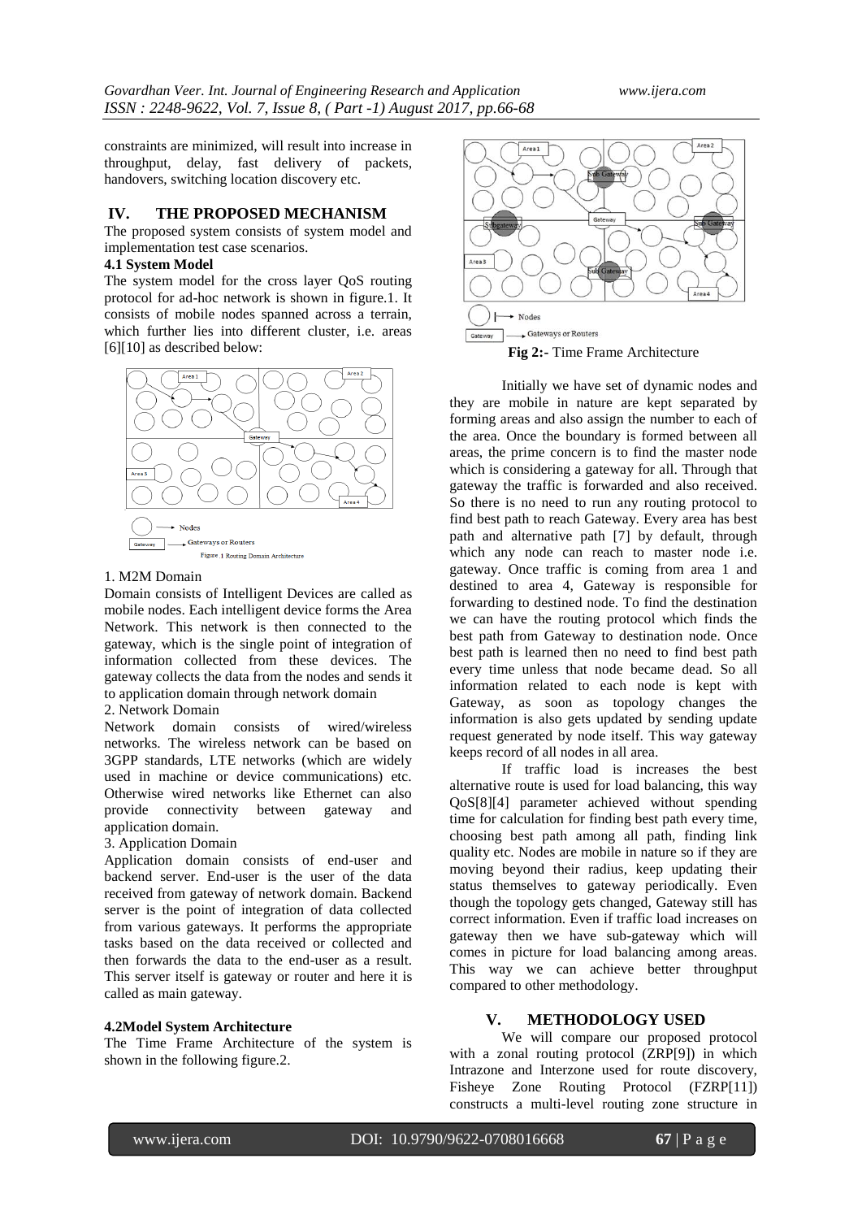constraints are minimized, will result into increase in throughput, delay, fast delivery of packets, handovers, switching location discovery etc.

## IV. THE PROPOSED MECHANISM

The proposed system consists of system model and implementation test case scenarios.

### 4.1 System Model

The system model for the cross layer QoS routing protocol for ad-hoc network is shown in figure.1. It consists of mobile nodes spanned across a terrain, which further lies into different cluster, i.e. areas [6][10] as described below:

Figure .1 Routing Domain Architecture

1. M2M Domain

Domain consists of Intelligent Devices are called as mobile nodes. Each intelligent device forms the Area Network. This network is then connected to the gateway, which is the single point of integration of information collected from these devices. The gateway collects the data from the nodes and sends it to application domain through network domain

2. Network Domain

Network domain consists of wired/wireless networks. The wireless network can be based on 3GPP standards, LTE networks (which are widely used in machine or device communications) etc. Otherwise wired networks like Ethernet can also provide connectivity between gateway and application domain.

3. Application Domain

Application domain consists of end-user and backend server. End-user is the user of the data received from gateway of network domain. Backend server is the point of integration of data collected from various gateways. It performs the appropriate tasks based on the data received or collected and then forwards the data to the end-user as a result. This server itself is gateway or router and here it is called as main gateway.

### 4.2Model System Architecture

The Time Frame Architecture of the system is shown in the following figure.2.

**Fig 2:-** Time Frame Architecture

Initially we have set of dynamic nodes and they are mobile in nature are kept separated by forming areas and also assign the number to each of the area. Once the boundary is formed between all areas, the prime concern is to find the master node which is considering a gateway for all. Through that gateway the traffic is forwarded and also received. So there is no need to run any routing protocol to find best path to reach Gateway. Every area has best path and alternative path [7] by default, through which any node can reach to master node i.e. gateway. Once traffic is coming from area 1 and destined to area 4, Gateway is responsible for forwarding to destined node. To find the destination we can have the routing protocol which finds the best path from Gateway to destination node. Once best path is learned then no need to find best path every time unless that node became dead. So all information related to each node is kept with Gateway, as soon as topology changes the information is also gets updated by sending update request generated by node itself. This way gateway keeps record of all nodes in all area.

If traffic load is increases the best alternative route is used for load balancing, this way QoS[8][4] parameter achieved without spending time for calculation for finding best path every time, choosing best path among all path, finding link quality etc. Nodes are mobile in nature so if they are moving beyond their radius, keep updating their status themselves to gateway periodically. Even though the topology gets changed, Gateway still has correct information. Even if traffic load increases on gateway then we have sub-gateway which will comes in picture for load balancing among areas. This way we can achieve better throughput compared to other methodology.

## V. METHODOLOGY USED

We will compare our proposed protocol with a zonal routing protocol (ZRP[9]) in which Intrazone and Interzone used for route discovery, Fisheye Zone Routing Protocol (FZRP[11]) constructs a multi-level routing zone structure in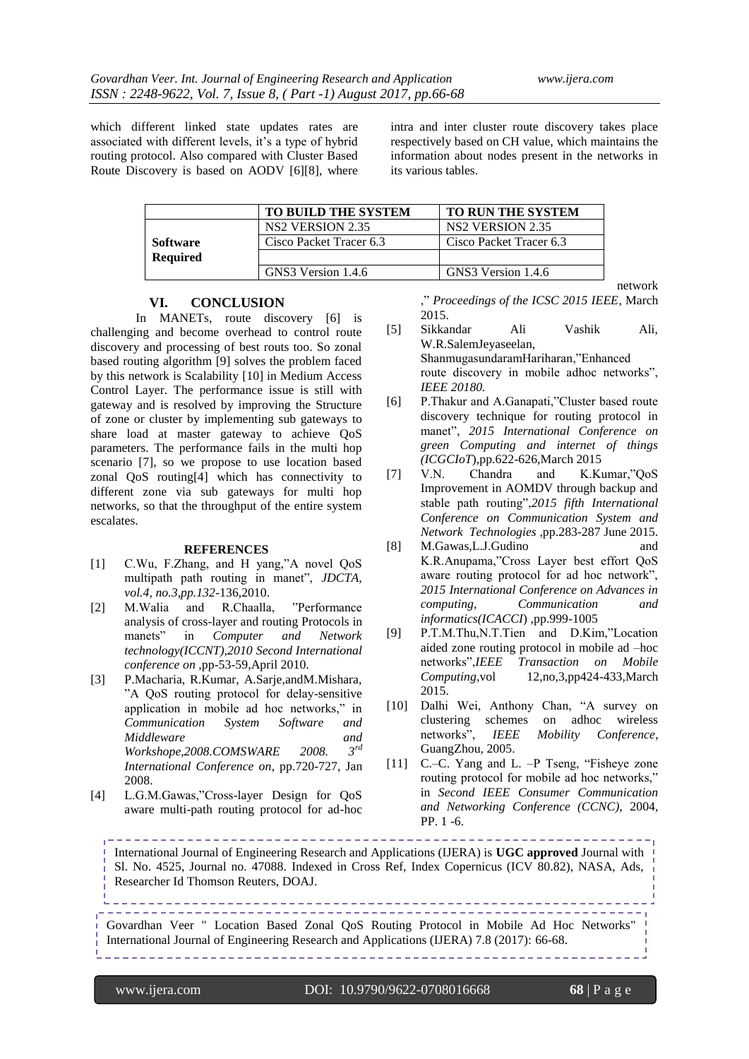which different linked state updates rates are associated with different levels, it's a type of hybrid routing protocol. Also compared with Cluster Based Route Discovery is based on AODV [6][8], where intra and inter cluster route discovery takes place respectively based on CH value, which maintains the information about nodes present in the networks in its various tables.

| | TO BUILD THE SYSTEM | TO RUN THE SYSTEM |
|---|---|---|
| **Software Required** | NS2 VERSION 2.35 | NS2 VERSION 2.35 |
| | Cisco Packet Tracer 6.3 | Cisco Packet Tracer 6.3 |
| | | |
| | GNS3 Version 1.4.6 | GNS3 Version 1.4.6 |

## VI. CONCLUSION

In MANETs, route discovery [6] is challenging and become overhead to control route discovery and processing of best routs too. So zonal based routing algorithm [9] solves the problem faced by this network is Scalability [10] in Medium Access Control Layer. The performance issue is still with gateway and is resolved by improving the Structure of zone or cluster by implementing sub gateways to share load at master gateway to achieve QoS parameters. The performance fails in the multi hop scenario [7], so we propose to use location based zonal QoS routing[4] which has connectivity to different zone via sub gateways for multi hop networks, so that the throughput of the entire system escalates.

## REFERENCES

[1] C.Wu, F.Zhang, and H yang,"A novel QoS multipath path routing in manet", *JDCTA, vol.4, no.3,pp.132*-136,2010.

[2] M.Walia and R.Chaalla, "Performance analysis of cross-layer and routing Protocols in manets" in *Computer and Network technology(ICCNT),2010 Second International conference on* ,pp-53-59,April 2010.

[3] P.Macharia, R.Kumar, A.Sarje,andM.Mishara, "A QoS routing protocol for delay-sensitive application in mobile ad hoc networks," in *Communication System Software and Middleware and Workshope,2008.COMSWARE 2008. 3rd International Conference on*, pp.720-727, Jan 2008.

[4] L.G.M.Gawas,"Cross-layer Design for QoS aware multi-path routing protocol for ad-hoc network ," *Proceedings of the ICSC 2015 IEEE*, March 2015.

[5] Sikkandar Ali Vashik Ali, W.R.SalemJeyaseelan, ShanmugasundaramHariharan,"Enhanced route discovery in mobile adhoc networks", *IEEE 20180.*

[6] P.Thakur and A.Ganapati,"Cluster based route discovery technique for routing protocol in manet", *2015 International Conference on green Computing and internet of things (ICGCIoT*),pp.622-626,March 2015

[7] V.N. Chandra and K.Kumar,"QoS Improvement in AOMDV through backup and stable path routing",*2015 fifth International Conference on Communication System and Network Technologies* ,pp.283-287 June 2015.

[8] M.Gawas,L.J.Gudino and K.R.Anupama,"Cross Layer best effort QoS aware routing protocol for ad hoc network", *2015 International Conference on Advances in computing, Communication and informatics(ICACCI*) ,pp.999-1005

[9] P.T.M.Thu,N.T.Tien and D.Kim,"Location aided zone routing protocol in mobile ad –hoc networks",*IEEE Transaction on Mobile Computing*,vol 12,no,3,pp424-433,March 2015.

[10] Dalhi Wei, Anthony Chan, "A survey on clustering schemes on adhoc wireless networks", *IEEE Mobility Conference*, GuangZhou, 2005.

[11] C.–C. Yang and L. –P Tseng, "Fisheye zone routing protocol for mobile ad hoc networks," in *Second IEEE Consumer Communication and Networking Conference (CCNC)*, 2004, PP. 1 -6.

International Journal of Engineering Research and Applications (IJERA) is **UGC approved** Journal with Sl. No. 4525, Journal no. 47088. Indexed in Cross Ref, Index Copernicus (ICV 80.82), NASA, Ads, Researcher Id Thomson Reuters, DOAJ.

Govardhan Veer " Location Based Zonal QoS Routing Protocol in Mobile Ad Hoc Networks" International Journal of Engineering Research and Applications (IJERA) 7.8 (2017): 66-68.